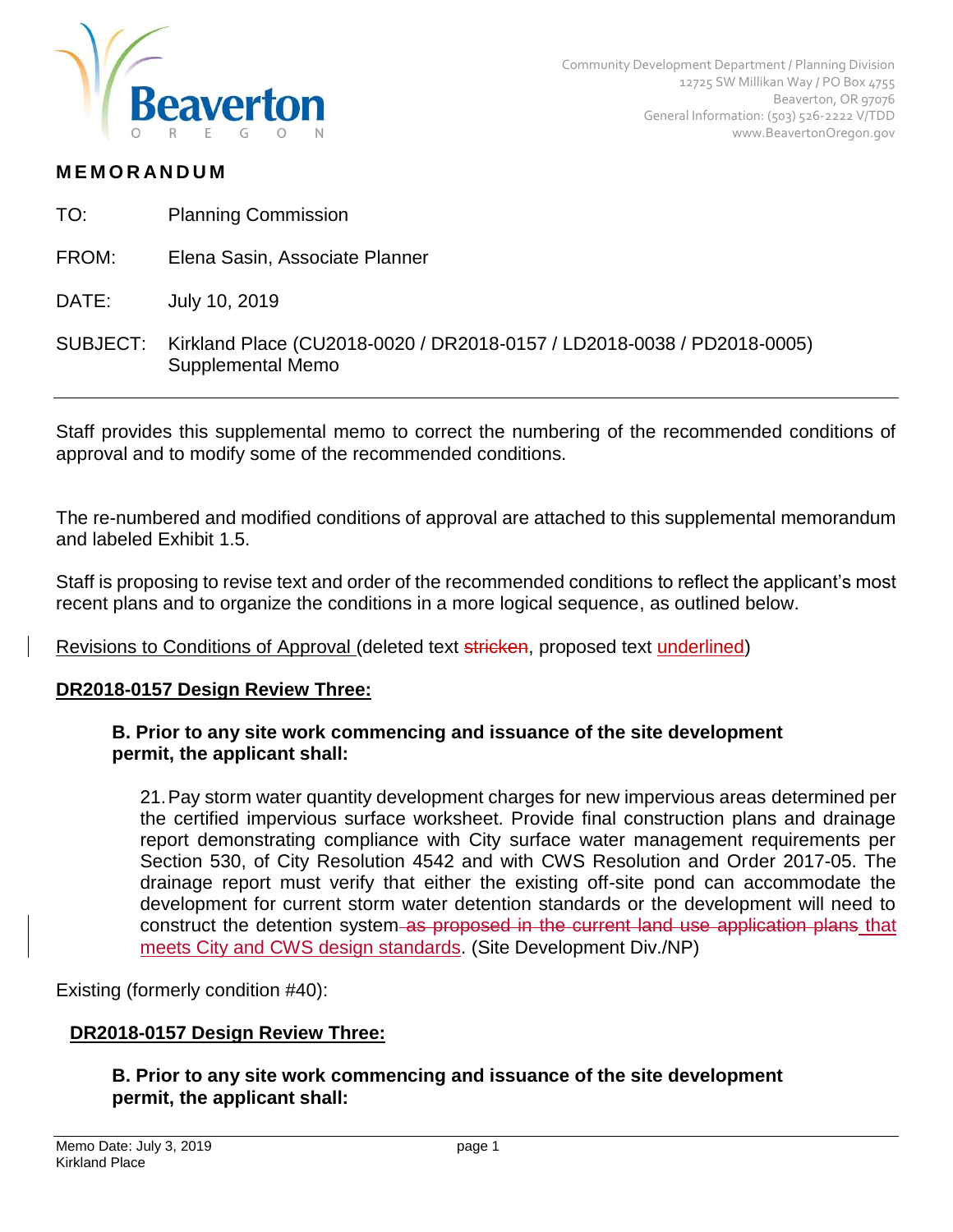Community Development Department / Planning Division
12725 SW Millikan Way / PO Box 4755
Beaverton, OR 97076
General Information: (503) 526-2222 V/TDD
www.BeavertonOregon.gov

# MEMORANDUM

TO: Planning Commission

FROM: Elena Sasin, Associate Planner

DATE: July 10, 2019

SUBJECT: Kirkland Place (CU2018-0020 / DR2018-0157 / LD2018-0038 / PD2018-0005) Supplemental Memo

---

Staff provides this supplemental memo to correct the numbering of the recommended conditions of approval and to modify some of the recommended conditions.

The re-numbered and modified conditions of approval are attached to this supplemental memorandum and labeled Exhibit 1.5.

Staff is proposing to revise text and order of the recommended conditions to reflect the applicant's most recent plans and to organize the conditions in a more logical sequence, as outlined below.

Revisions to Conditions of Approval (deleted text ~~stricken~~, proposed text <u>underlined</u>)

**<u>DR2018-0157 Design Review Three:</u>**

**B. Prior to any site work commencing and issuance of the site development permit, the applicant shall:**

21. Pay storm water quantity development charges for new impervious areas determined per the certified impervious surface worksheet. Provide final construction plans and drainage report demonstrating compliance with City surface water management requirements per Section 530, of City Resolution 4542 and with CWS Resolution and Order 2017-05. The drainage report must verify that either the existing off-site pond can accommodate the development for current storm water detention standards or the development will need to construct the detention system ~~as proposed in the current land use application plans~~ <u>that meets City and CWS design standards</u>. (Site Development Div./NP)

Existing (formerly condition #40):

**<u>DR2018-0157 Design Review Three:</u>**

**B. Prior to any site work commencing and issuance of the site development permit, the applicant shall:**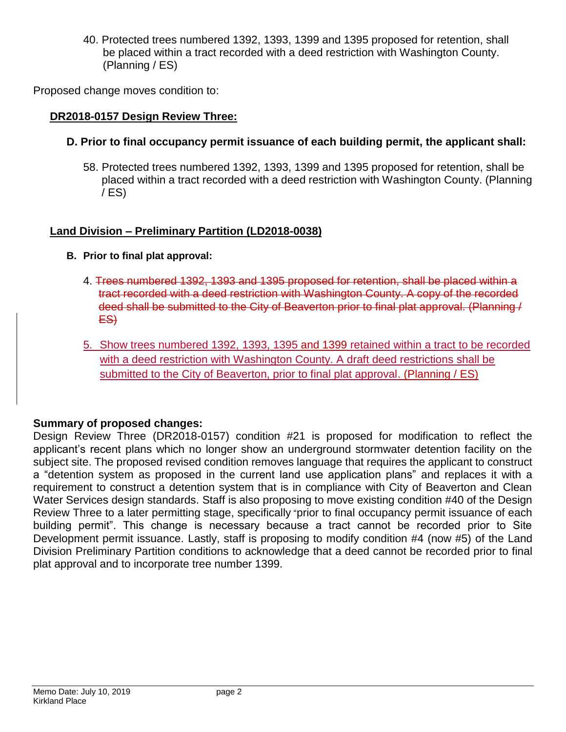40. Protected trees numbered 1392, 1393, 1399 and 1395 proposed for retention, shall be placed within a tract recorded with a deed restriction with Washington County. (Planning / ES)

Proposed change moves condition to:

**DR2018-0157 Design Review Three:**

**D. Prior to final occupancy permit issuance of each building permit, the applicant shall:**

58. Protected trees numbered 1392, 1393, 1399 and 1395 proposed for retention, shall be placed within a tract recorded with a deed restriction with Washington County. (Planning / ES)

**Land Division – Preliminary Partition (LD2018-0038)**

**B. Prior to final plat approval:**

4. ~~Trees numbered 1392, 1393 and 1395 proposed for retention, shall be placed within a tract recorded with a deed restriction with Washington County. A copy of the recorded deed shall be submitted to the City of Beaverton prior to final plat approval. (Planning / ES)~~

5. <u>Show trees numbered 1392, 1393, 1395 and 1399 retained within a tract to be recorded with a deed restriction with Washington County. A draft deed restrictions shall be submitted to the City of Beaverton, prior to final plat approval. (Planning / ES)</u>

**Summary of proposed changes:**

Design Review Three (DR2018-0157) condition #21 is proposed for modification to reflect the applicant's recent plans which no longer show an underground stormwater detention facility on the subject site. The proposed revised condition removes language that requires the applicant to construct a "detention system as proposed in the current land use application plans" and replaces it with a requirement to construct a detention system that is in compliance with City of Beaverton and Clean Water Services design standards. Staff is also proposing to move existing condition #40 of the Design Review Three to a later permitting stage, specifically "prior to final occupancy permit issuance of each building permit". This change is necessary because a tract cannot be recorded prior to Site Development permit issuance. Lastly, staff is proposing to modify condition #4 (now #5) of the Land Division Preliminary Partition conditions to acknowledge that a deed cannot be recorded prior to final plat approval and to incorporate tree number 1399.